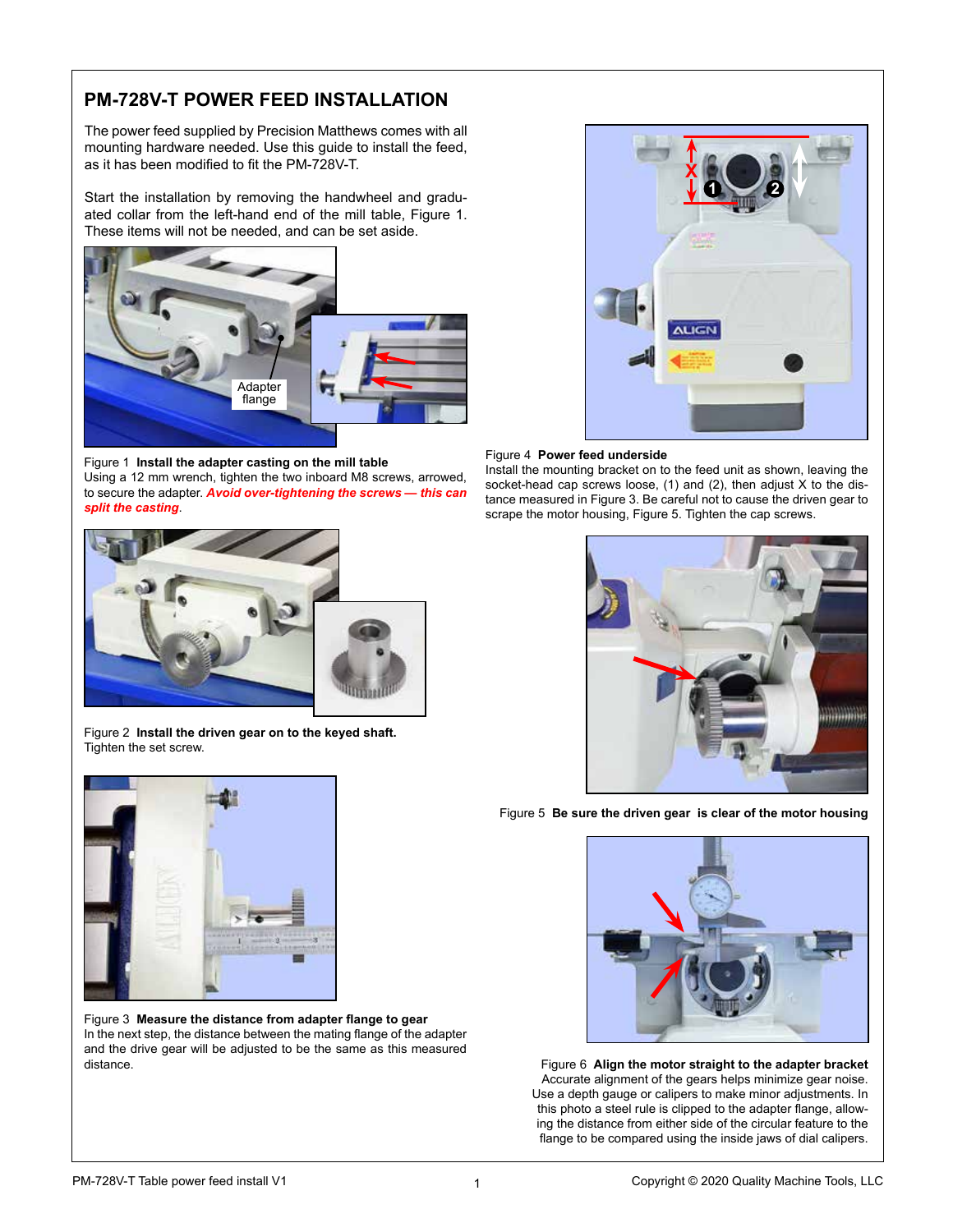## PM-728V-T POWER FEED INSTALLATION

The power feed supplied by Precision Matthews comes with all mounting hardware needed. Use this guide to install the feed, as it has been modified to fit the PM-728V-T.

Start the installation by removing the handwheel and graduated collar from the left-hand end of the mill table, Figure 1. These items will not be needed, and can be set aside.

Adapter flange

Figure 1 **Install the adapter casting on the mill table**
Using a 12 mm wrench, tighten the two inboard M8 screws, arrowed, to secure the adapter. ***Avoid over-tightening the screws — this can split the casting***.

Figure 2 **Install the driven gear on to the keyed shaft.**
Tighten the set screw.

Figure 3 **Measure the distance from adapter flange to gear**
In the next step, the distance between the mating flange of the adapter and the drive gear will be adjusted to be the same as this measured distance.

Figure 4 **Power feed underside**
Install the mounting bracket on to the feed unit as shown, leaving the socket-head cap screws loose, (1) and (2), then adjust X to the distance measured in Figure 3. Be careful not to cause the driven gear to scrape the motor housing, Figure 5. Tighten the cap screws.

Figure 5 **Be sure the driven gear is clear of the motor housing**

Figure 6 **Align the motor straight to the adapter bracket**
Accurate alignment of the gears helps minimize gear noise. Use a depth gauge or calipers to make minor adjustments. In this photo a steel rule is clipped to the adapter flange, allowing the distance from either side of the circular feature to the flange to be compared using the inside jaws of dial calipers.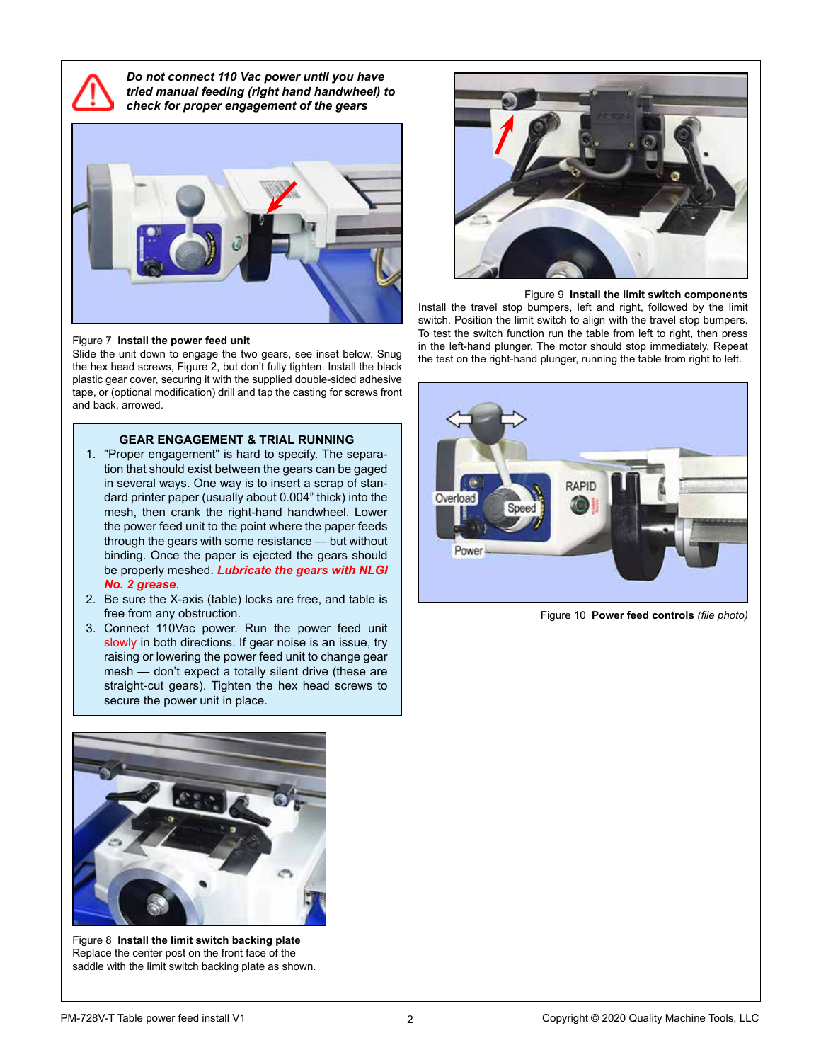***Do not connect 110 Vac power until you have tried manual feeding (right hand handwheel) to check for proper engagement of the gears***

Figure 7 **Install the power feed unit**
Slide the unit down to engage the two gears, see inset below. Snug the hex head screws, Figure 2, but don't fully tighten. Install the black plastic gear cover, securing it with the supplied double-sided adhesive tape, or (optional modification) drill and tap the casting for screws front and back, arrowed.

### GEAR ENGAGEMENT & TRIAL RUNNING

1. "Proper engagement" is hard to specify. The separation that should exist between the gears can be gaged in several ways. One way is to insert a scrap of standard printer paper (usually about 0.004" thick) into the mesh, then crank the right-hand handwheel. Lower the power feed unit to the point where the paper feeds through the gears with some resistance — but without binding. Once the paper is ejected the gears should be properly meshed. ***Lubricate the gears with NLGI No. 2 grease***.
2. Be sure the X-axis (table) locks are free, and table is free from any obstruction.
3. Connect 110Vac power. Run the power feed unit slowly in both directions. If gear noise is an issue, try raising or lowering the power feed unit to change gear mesh — don't expect a totally silent drive (these are straight-cut gears). Tighten the hex head screws to secure the power unit in place.

Figure 8 **Install the limit switch backing plate**
Replace the center post on the front face of the saddle with the limit switch backing plate as shown.

Figure 9 **Install the limit switch components**
Install the travel stop bumpers, left and right, followed by the limit switch. Position the limit switch to align with the travel stop bumpers. To test the switch function run the table from left to right, then press in the left-hand plunger. The motor should stop immediately. Repeat the test on the right-hand plunger, running the table from right to left.

Overload
Speed
RAPID
Power

Figure 10 **Power feed controls** *(file photo)*